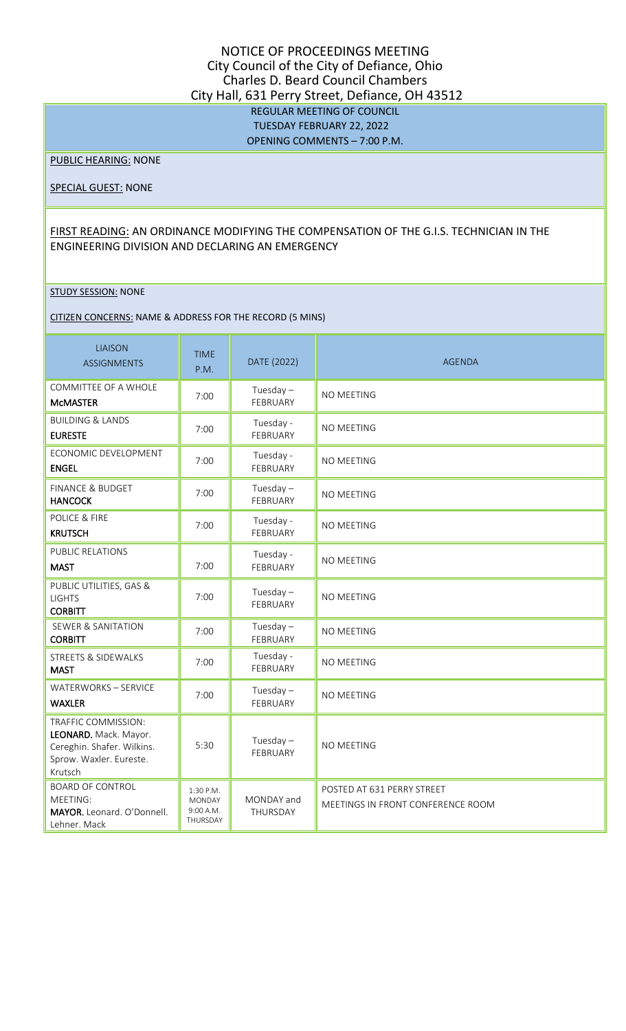# NOTICE OF PROCEEDINGS MEETING
## City Council of the City of Defiance, Ohio
## Charles D. Beard Council Chambers
## City Hall, 631 Perry Street, Defiance, OH 43512

**REGULAR MEETING OF COUNCIL**
**TUESDAY FEBRUARY 22, 2022**
**OPENING COMMENTS – 7:00 P.M.**

PUBLIC HEARING: NONE

SPECIAL GUEST: NONE

FIRST READING: AN ORDINANCE MODIFYING THE COMPENSATION OF THE G.I.S. TECHNICIAN IN THE ENGINEERING DIVISION AND DECLARING AN EMERGENCY

STUDY SESSION: NONE

CITIZEN CONCERNS: NAME & ADDRESS FOR THE RECORD (5 MINS)

| LIAISON ASSIGNMENTS | TIME P.M. | DATE (2022) | AGENDA |
|---|---|---|---|
| COMMITTEE OF A WHOLE **McMASTER** | 7:00 | Tuesday – FEBRUARY | NO MEETING |
| BUILDING & LANDS **EURESTE** | 7:00 | Tuesday - FEBRUARY | NO MEETING |
| ECONOMIC DEVELOPMENT **ENGEL** | 7:00 | Tuesday - FEBRUARY | NO MEETING |
| FINANCE & BUDGET **HANCOCK** | 7:00 | Tuesday – FEBRUARY | NO MEETING |
| POLICE & FIRE **KRUTSCH** | 7:00 | Tuesday - FEBRUARY | NO MEETING |
| PUBLIC RELATIONS **MAST** | 7:00 | Tuesday - FEBRUARY | NO MEETING |
| PUBLIC UTILITIES, GAS & LIGHTS **CORBITT** | 7:00 | Tuesday – FEBRUARY | NO MEETING |
| SEWER & SANITATION **CORBITT** | 7:00 | Tuesday – FEBRUARY | NO MEETING |
| STREETS & SIDEWALKS **MAST** | 7:00 | Tuesday - FEBRUARY | NO MEETING |
| WATERWORKS – SERVICE **WAXLER** | 7:00 | Tuesday – FEBRUARY | NO MEETING |
| TRAFFIC COMMISSION: **LEONARD.** Mack. Mayor. Cereghin. Shafer. Wilkins. Sprow. Waxler. Eureste. Krutsch | 5:30 | Tuesday – FEBRUARY | NO MEETING |
| BOARD OF CONTROL MEETING: **MAYOR.** Leonard. O'Donnell. Lehner. Mack | 1:30 P.M. MONDAY 9:00 A.M. THURSDAY | MONDAY and THURSDAY | POSTED AT 631 PERRY STREET MEETINGS IN FRONT CONFERENCE ROOM |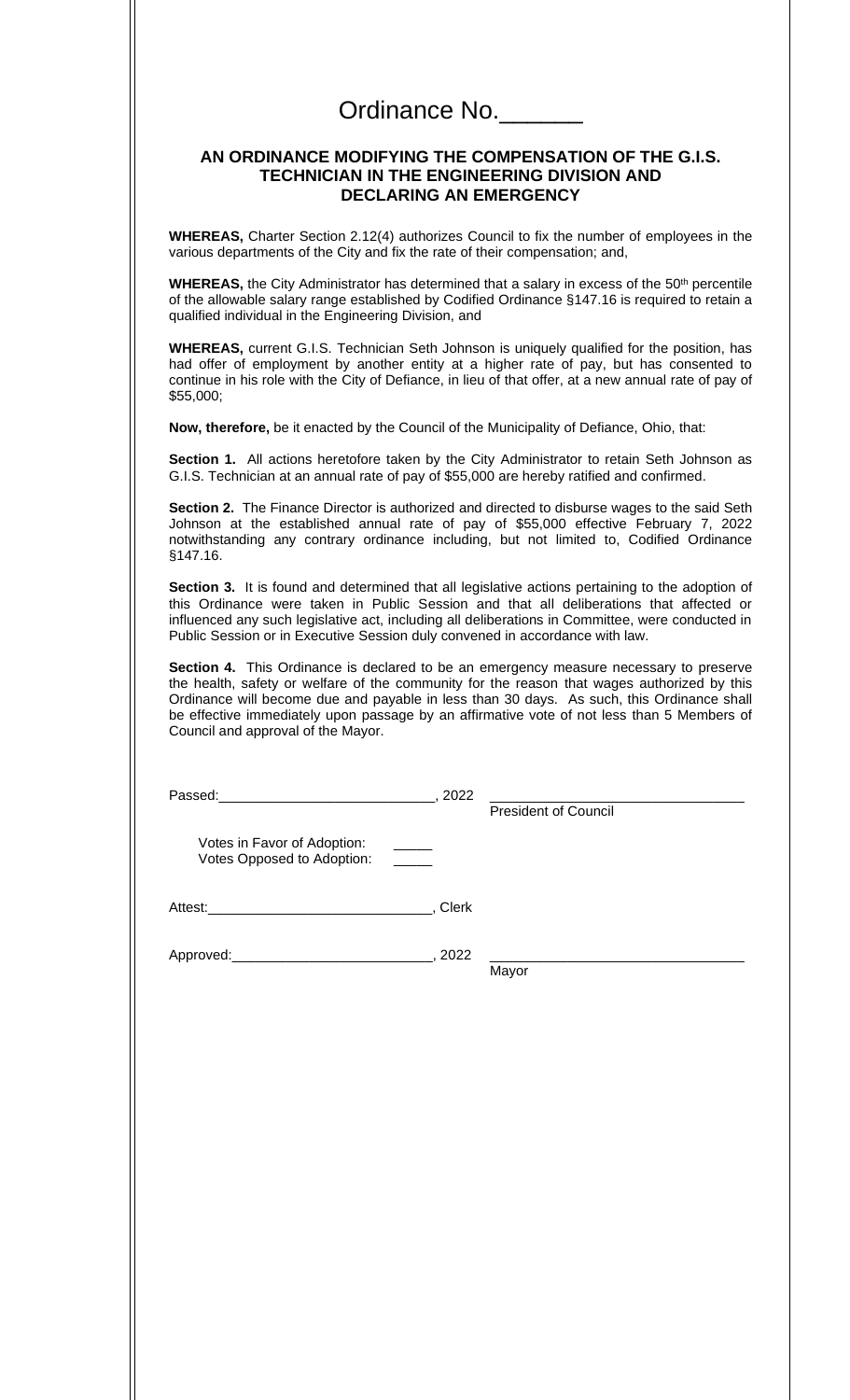# Ordinance No.______

## AN ORDINANCE MODIFYING THE COMPENSATION OF THE G.I.S. TECHNICIAN IN THE ENGINEERING DIVISION AND DECLARING AN EMERGENCY

**WHEREAS,** Charter Section 2.12(4) authorizes Council to fix the number of employees in the various departments of the City and fix the rate of their compensation; and,

**WHEREAS,** the City Administrator has determined that a salary in excess of the 50th percentile of the allowable salary range established by Codified Ordinance §147.16 is required to retain a qualified individual in the Engineering Division, and

**WHEREAS,** current G.I.S. Technician Seth Johnson is uniquely qualified for the position, has had offer of employment by another entity at a higher rate of pay, but has consented to continue in his role with the City of Defiance, in lieu of that offer, at a new annual rate of pay of $55,000;

**Now, therefore,** be it enacted by the Council of the Municipality of Defiance, Ohio, that:

**Section 1.** All actions heretofore taken by the City Administrator to retain Seth Johnson as G.I.S. Technician at an annual rate of pay of $55,000 are hereby ratified and confirmed.

**Section 2.** The Finance Director is authorized and directed to disburse wages to the said Seth Johnson at the established annual rate of pay of $55,000 effective February 7, 2022 notwithstanding any contrary ordinance including, but not limited to, Codified Ordinance §147.16.

**Section 3.** It is found and determined that all legislative actions pertaining to the adoption of this Ordinance were taken in Public Session and that all deliberations that affected or influenced any such legislative act, including all deliberations in Committee, were conducted in Public Session or in Executive Session duly convened in accordance with law.

**Section 4.** This Ordinance is declared to be an emergency measure necessary to preserve the health, safety or welfare of the community for the reason that wages authorized by this Ordinance will become due and payable in less than 30 days. As such, this Ordinance shall be effective immediately upon passage by an affirmative vote of not less than 5 Members of Council and approval of the Mayor.

Passed:___________________________, 2022 ________________________________
President of Council

Votes in Favor of Adoption: _____
Votes Opposed to Adoption: _____

Attest:____________________________, Clerk

Approved:_________________________, 2022 ________________________________
Mayor